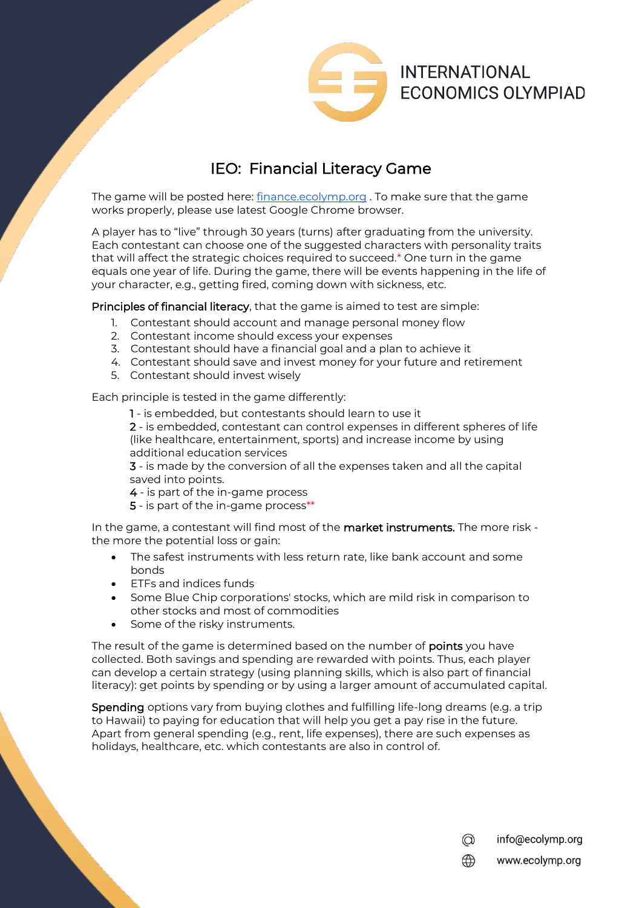# IEO: Financial Literacy Game

The game will be posted here: [finance.ecolymp.org](finance.ecolymp.org) . To make sure that the game works properly, please use latest Google Chrome browser.

A player has to "live" through 30 years (turns) after graduating from the university. Each contestant can choose one of the suggested characters with personality traits that will affect the strategic choices required to succeed.* One turn in the game equals one year of life. During the game, there will be events happening in the life of your character, e.g., getting fired, coming down with sickness, etc.

**Principles of financial literacy**, that the game is aimed to test are simple:

1. Contestant should account and manage personal money flow
2. Contestant income should excess your expenses
3. Contestant should have a financial goal and a plan to achieve it
4. Contestant should save and invest money for your future and retirement
5. Contestant should invest wisely

Each principle is tested in the game differently:

1 - is embedded, but contestants should learn to use it
2 - is embedded, contestant can control expenses in different spheres of life (like healthcare, entertainment, sports) and increase income by using additional education services
3 - is made by the conversion of all the expenses taken and all the capital saved into points.
4 - is part of the in-game process
5 - is part of the in-game process**

In the game, a contestant will find most of the **market instruments.** The more risk - the more the potential loss or gain:

- The safest instruments with less return rate, like bank account and some bonds
- ETFs and indices funds
- Some Blue Chip corporations' stocks, which are mild risk in comparison to other stocks and most of commodities
- Some of the risky instruments.

The result of the game is determined based on the number of **points** you have collected. Both savings and spending are rewarded with points. Thus, each player can develop a certain strategy (using planning skills, which is also part of financial literacy): get points by spending or by using a larger amount of accumulated capital.

**Spending** options vary from buying clothes and fulfilling life-long dreams (e.g. a trip to Hawaii) to paying for education that will help you get a pay rise in the future. Apart from general spending (e.g., rent, life expenses), there are such expenses as holidays, healthcare, etc. which contestants are also in control of.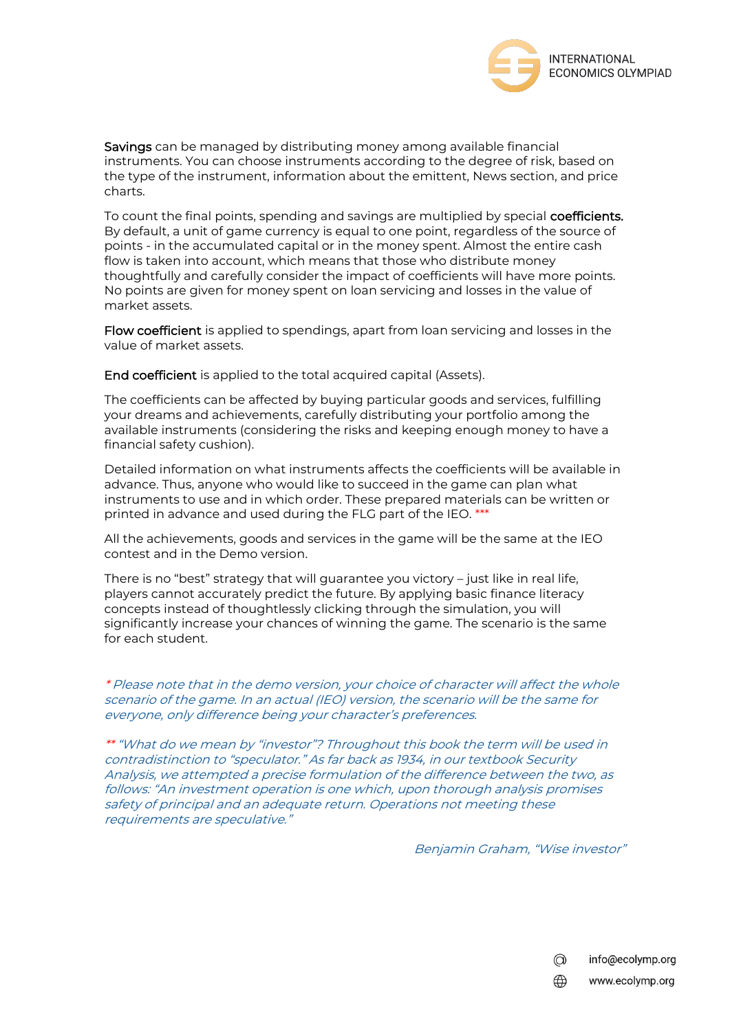**Savings** can be managed by distributing money among available financial instruments. You can choose instruments according to the degree of risk, based on the type of the instrument, information about the emittent, News section, and price charts.

To count the final points, spending and savings are multiplied by special **coefficients.** By default, a unit of game currency is equal to one point, regardless of the source of points - in the accumulated capital or in the money spent. Almost the entire cash flow is taken into account, which means that those who distribute money thoughtfully and carefully consider the impact of coefficients will have more points. No points are given for money spent on loan servicing and losses in the value of market assets.

**Flow coefficient** is applied to spendings, apart from loan servicing and losses in the value of market assets.

**End coefficient** is applied to the total acquired capital (Assets).

The coefficients can be affected by buying particular goods and services, fulfilling your dreams and achievements, carefully distributing your portfolio among the available instruments (considering the risks and keeping enough money to have a financial safety cushion).

Detailed information on what instruments affects the coefficients will be available in advance. Thus, anyone who would like to succeed in the game can plan what instruments to use and in which order. These prepared materials can be written or printed in advance and used during the FLG part of the IEO. ***

All the achievements, goods and services in the game will be the same at the IEO contest and in the Demo version.

There is no "best" strategy that will guarantee you victory – just like in real life, players cannot accurately predict the future. By applying basic finance literacy concepts instead of thoughtlessly clicking through the simulation, you will significantly increase your chances of winning the game. The scenario is the same for each student.

*\* Please note that in the demo version, your choice of character will affect the whole scenario of the game. In an actual (IEO) version, the scenario will be the same for everyone, only difference being your character's preferences.*

*\*\* "What do we mean by "investor"? Throughout this book the term will be used in contradistinction to "speculator." As far back as 1934, in our textbook Security Analysis, we attempted a precise formulation of the difference between the two, as follows: "An investment operation is one which, upon thorough analysis promises safety of principal and an adequate return. Operations not meeting these requirements are speculative."*

*Benjamin Graham, "Wise investor"*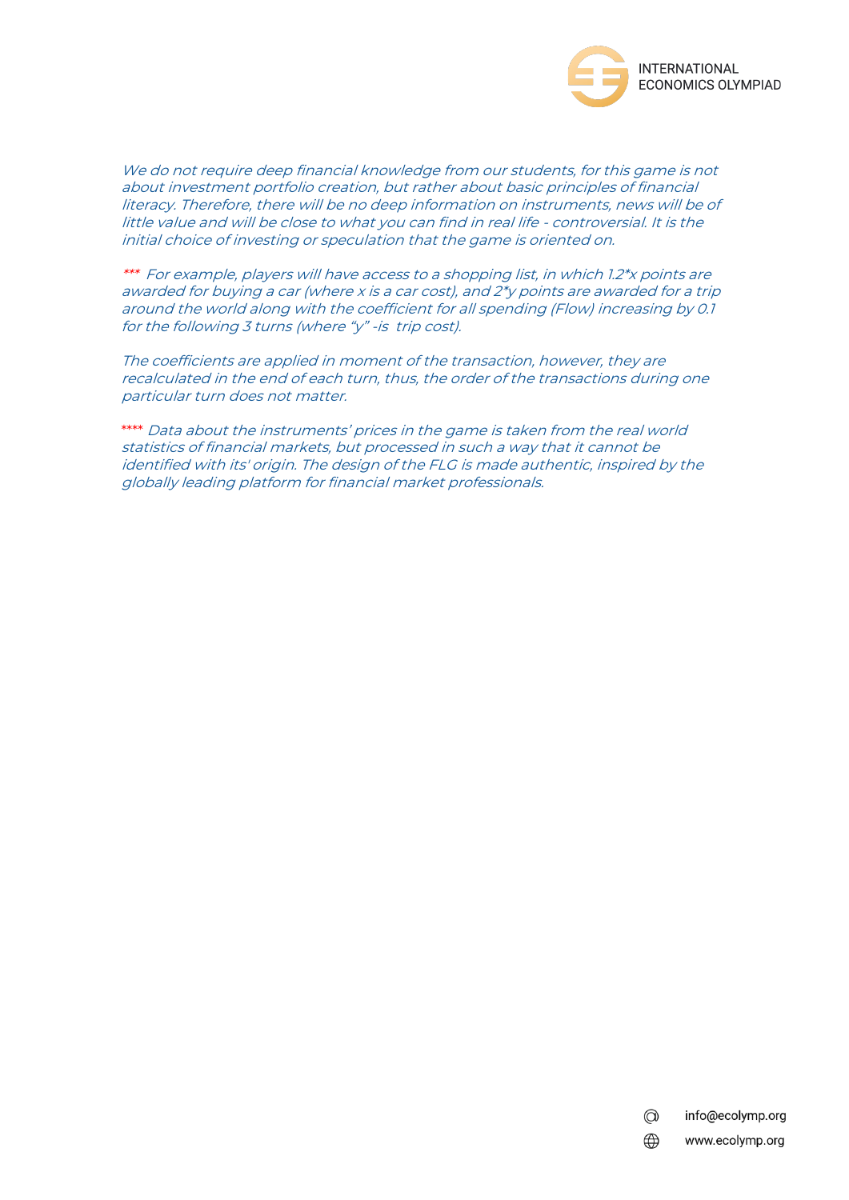*We do not require deep financial knowledge from our students, for this game is not about investment portfolio creation, but rather about basic principles of financial literacy. Therefore, there will be no deep information on instruments, news will be of little value and will be close to what you can find in real life - controversial. It is the initial choice of investing or speculation that the game is oriented on.*

*\*\*\* For example, players will have access to a shopping list, in which 1.2\*x points are awarded for buying a car (where x is a car cost), and 2\*y points are awarded for a trip around the world along with the coefficient for all spending (Flow) increasing by 0.1 for the following 3 turns (where "y" -is trip cost).*

*The coefficients are applied in moment of the transaction, however, they are recalculated in the end of each turn, thus, the order of the transactions during one particular turn does not matter.*

*\*\*\*\* Data about the instruments' prices in the game is taken from the real world statistics of financial markets, but processed in such a way that it cannot be identified with its' origin. The design of the FLG is made authentic, inspired by the globally leading platform for financial market professionals.*